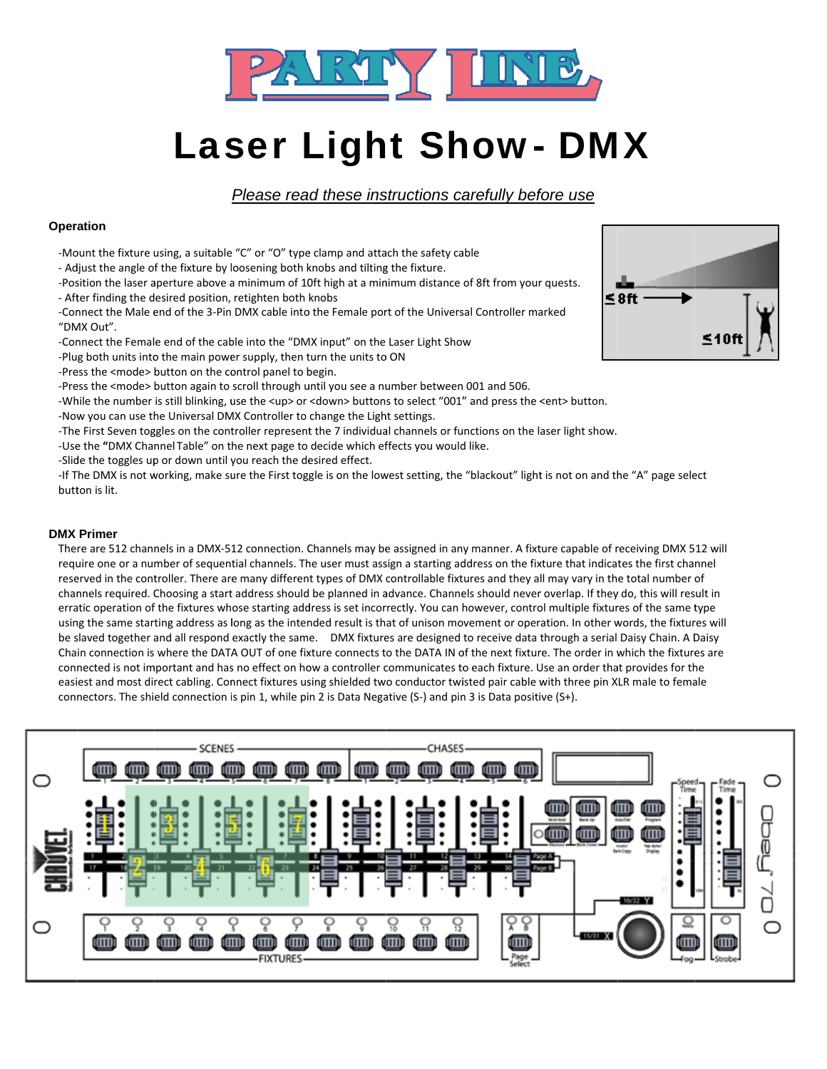# Laser Light Show- DMX

*Please read these instructions carefully before use*

### Operation

-Mount the fixture using, a suitable "C" or "O" type clamp and attach the safety cable
- Adjust the angle of the fixture by loosening both knobs and tilting the fixture.
-Position the laser aperture above a minimum of 10ft high at a minimum distance of 8ft from your quests.
- After finding the desired position, retighten both knobs
-Connect the Male end of the 3-Pin DMX cable into the Female port of the Universal Controller marked "DMX Out".
-Connect the Female end of the cable into the "DMX input" on the Laser Light Show
-Plug both units into the main power supply, then turn the units to ON
-Press the <mode> button on the control panel to begin.
-Press the <mode> button again to scroll through until you see a number between 001 and 506.
-While the number is still blinking, use the <up> or <down> buttons to select "001" and press the <ent> button.
-Now you can use the Universal DMX Controller to change the Light settings.
-The First Seven toggles on the controller represent the 7 individual channels or functions on the laser light show.
-Use the **"**DMX Channel Table" on the next page to decide which effects you would like.
-Slide the toggles up or down until you reach the desired effect.
-If The DMX is not working, make sure the First toggle is on the lowest setting, the "blackout" light is not on and the "A" page select button is lit.

### DMX Primer

There are 512 channels in a DMX-512 connection. Channels may be assigned in any manner. A fixture capable of receiving DMX 512 will require one or a number of sequential channels. The user must assign a starting address on the fixture that indicates the first channel reserved in the controller. There are many different types of DMX controllable fixtures and they all may vary in the total number of channels required. Choosing a start address should be planned in advance. Channels should never overlap. If they do, this will result in erratic operation of the fixtures whose starting address is set incorrectly. You can however, control multiple fixtures of the same type using the same starting address as long as the intended result is that of unison movement or operation. In other words, the fixtures will be slaved together and all respond exactly the same. DMX fixtures are designed to receive data through a serial Daisy Chain. A Daisy Chain connection is where the DATA OUT of one fixture connects to the DATA IN of the next fixture. The order in which the fixtures are connected is not important and has no effect on how a controller communicates to each fixture. Use an order that provides for the easiest and most direct cabling. Connect fixtures using shielded two conductor twisted pair cable with three pin XLR male to female connectors. The shield connection is pin 1, while pin 2 is Data Negative (S-) and pin 3 is Data positive (S+).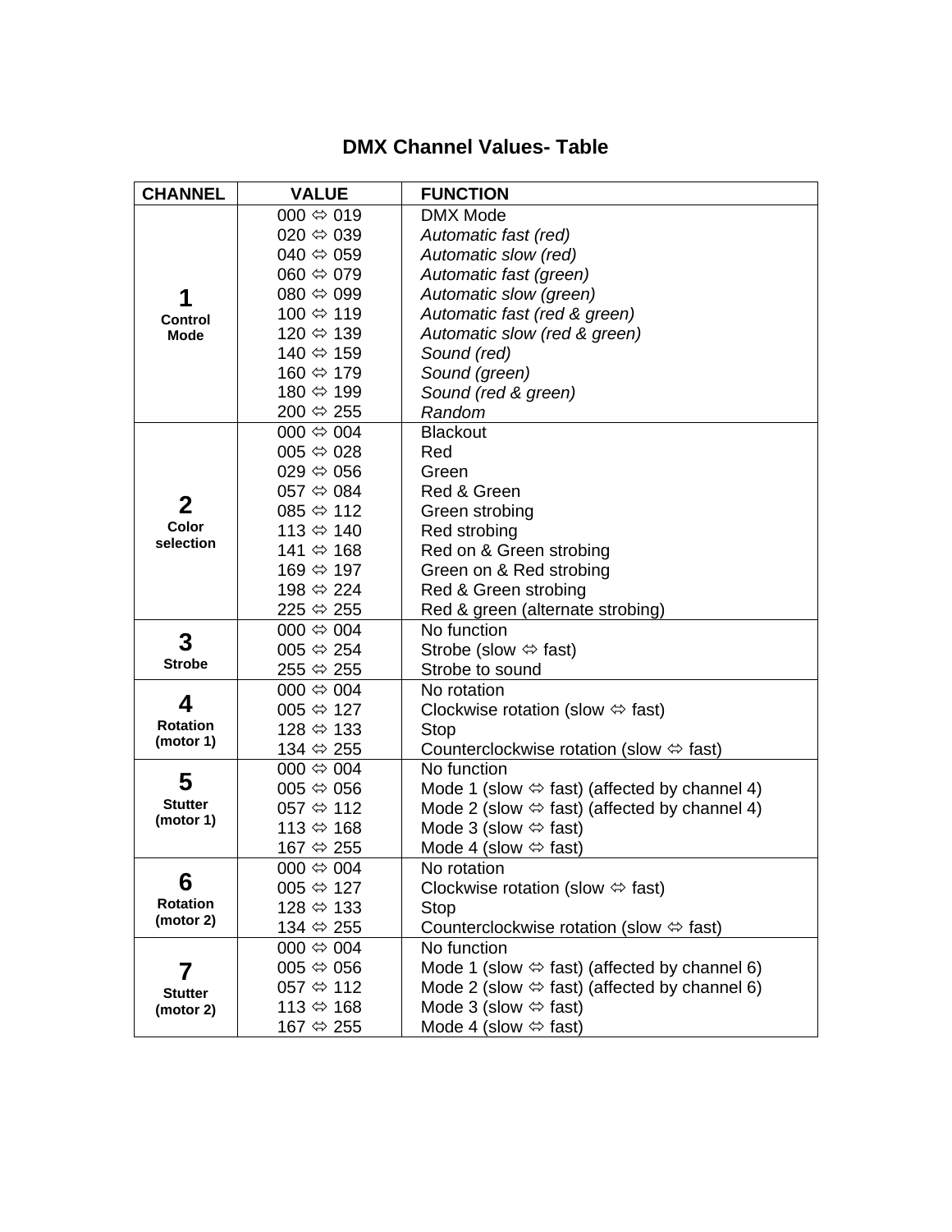## DMX Channel Values- Table

| CHANNEL | VALUE | FUNCTION |
|---|---|---|
| **1** **Control Mode** | 000 ⇔ 019 | DMX Mode |
| | 020 ⇔ 039 | *Automatic fast (red)* |
| | 040 ⇔ 059 | *Automatic slow (red)* |
| | 060 ⇔ 079 | *Automatic fast (green)* |
| | 080 ⇔ 099 | *Automatic slow (green)* |
| | 100 ⇔ 119 | *Automatic fast (red & green)* |
| | 120 ⇔ 139 | *Automatic slow (red & green)* |
| | 140 ⇔ 159 | *Sound (red)* |
| | 160 ⇔ 179 | *Sound (green)* |
| | 180 ⇔ 199 | *Sound (red & green)* |
| | 200 ⇔ 255 | *Random* |
| **2** **Color selection** | 000 ⇔ 004 | Blackout |
| | 005 ⇔ 028 | Red |
| | 029 ⇔ 056 | Green |
| | 057 ⇔ 084 | Red & Green |
| | 085 ⇔ 112 | Green strobing |
| | 113 ⇔ 140 | Red strobing |
| | 141 ⇔ 168 | Red on & Green strobing |
| | 169 ⇔ 197 | Green on & Red strobing |
| | 198 ⇔ 224 | Red & Green strobing |
| | 225 ⇔ 255 | Red & green (alternate strobing) |
| **3** **Strobe** | 000 ⇔ 004 | No function |
| | 005 ⇔ 254 | Strobe (slow ⇔ fast) |
| | 255 ⇔ 255 | Strobe to sound |
| **4** **Rotation (motor 1)** | 000 ⇔ 004 | No rotation |
| | 005 ⇔ 127 | Clockwise rotation (slow ⇔ fast) |
| | 128 ⇔ 133 | Stop |
| | 134 ⇔ 255 | Counterclockwise rotation (slow ⇔ fast) |
| **5** **Stutter (motor 1)** | 000 ⇔ 004 | No function |
| | 005 ⇔ 056 | Mode 1 (slow ⇔ fast) (affected by channel 4) |
| | 057 ⇔ 112 | Mode 2 (slow ⇔ fast) (affected by channel 4) |
| | 113 ⇔ 168 | Mode 3 (slow ⇔ fast) |
| | 167 ⇔ 255 | Mode 4 (slow ⇔ fast) |
| **6** **Rotation (motor 2)** | 000 ⇔ 004 | No rotation |
| | 005 ⇔ 127 | Clockwise rotation (slow ⇔ fast) |
| | 128 ⇔ 133 | Stop |
| | 134 ⇔ 255 | Counterclockwise rotation (slow ⇔ fast) |
| **7** **Stutter (motor 2)** | 000 ⇔ 004 | No function |
| | 005 ⇔ 056 | Mode 1 (slow ⇔ fast) (affected by channel 6) |
| | 057 ⇔ 112 | Mode 2 (slow ⇔ fast) (affected by channel 6) |
| | 113 ⇔ 168 | Mode 3 (slow ⇔ fast) |
| | 167 ⇔ 255 | Mode 4 (slow ⇔ fast) |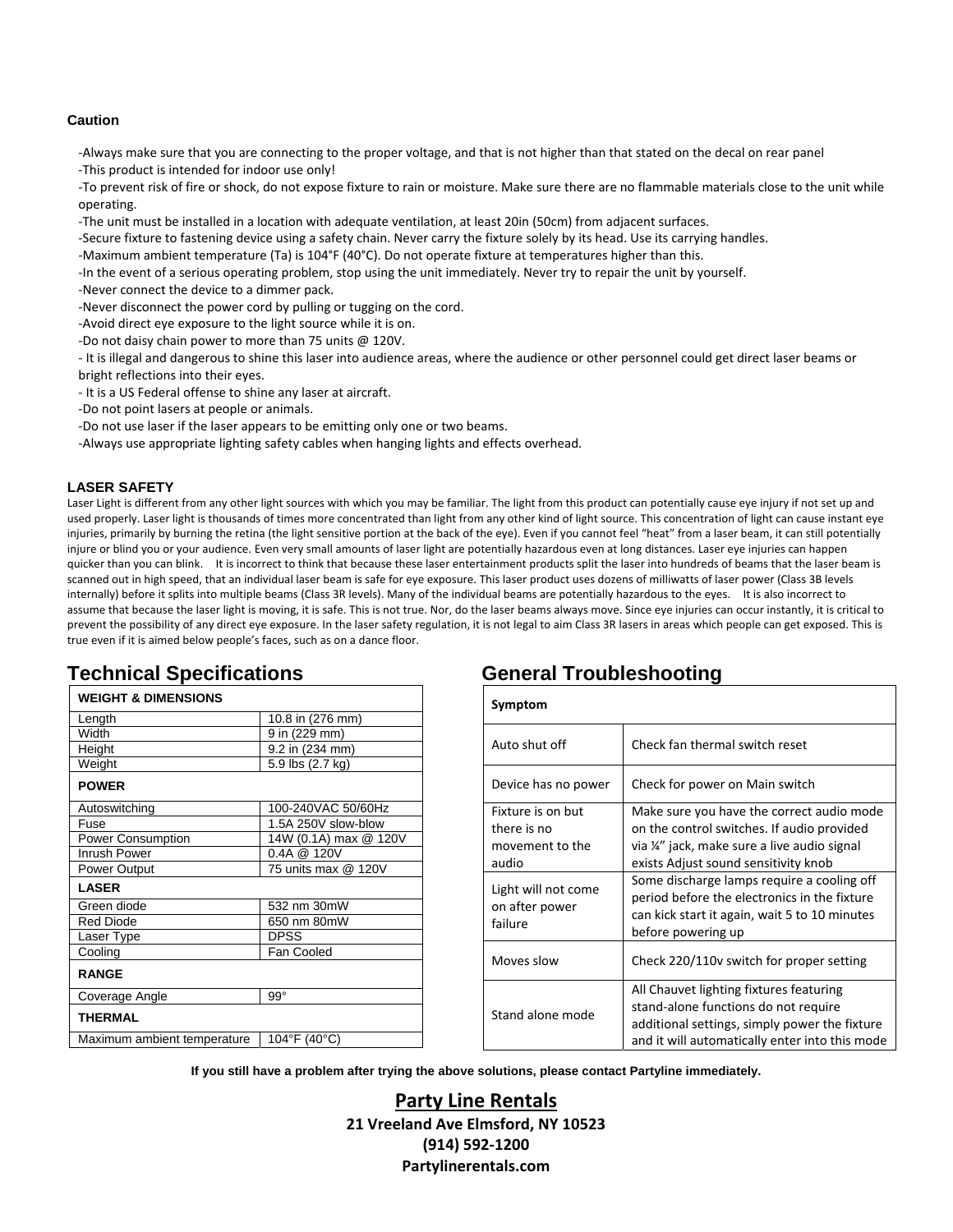## Caution

-Always make sure that you are connecting to the proper voltage, and that is not higher than that stated on the decal on rear panel
-This product is intended for indoor use only!
-To prevent risk of fire or shock, do not expose fixture to rain or moisture. Make sure there are no flammable materials close to the unit while operating.
-The unit must be installed in a location with adequate ventilation, at least 20in (50cm) from adjacent surfaces.
-Secure fixture to fastening device using a safety chain. Never carry the fixture solely by its head. Use its carrying handles.
-Maximum ambient temperature (Ta) is 104°F (40°C). Do not operate fixture at temperatures higher than this.
-In the event of a serious operating problem, stop using the unit immediately. Never try to repair the unit by yourself.
-Never connect the device to a dimmer pack.
-Never disconnect the power cord by pulling or tugging on the cord.
-Avoid direct eye exposure to the light source while it is on.
-Do not daisy chain power to more than 75 units @ 120V.
- It is illegal and dangerous to shine this laser into audience areas, where the audience or other personnel could get direct laser beams or bright reflections into their eyes.
- It is a US Federal offense to shine any laser at aircraft.
-Do not point lasers at people or animals.
-Do not use laser if the laser appears to be emitting only one or two beams.
-Always use appropriate lighting safety cables when hanging lights and effects overhead.

## LASER SAFETY

Laser Light is different from any other light sources with which you may be familiar. The light from this product can potentially cause eye injury if not set up and used properly. Laser light is thousands of times more concentrated than light from any other kind of light source. This concentration of light can cause instant eye injuries, primarily by burning the retina (the light sensitive portion at the back of the eye). Even if you cannot feel "heat" from a laser beam, it can still potentially injure or blind you or your audience. Even very small amounts of laser light are potentially hazardous even at long distances. Laser eye injuries can happen quicker than you can blink. It is incorrect to think that because these laser entertainment products split the laser into hundreds of beams that the laser beam is scanned out in high speed, that an individual laser beam is safe for eye exposure. This laser product uses dozens of milliwatts of laser power (Class 3B levels internally) before it splits into multiple beams (Class 3R levels). Many of the individual beams are potentially hazardous to the eyes. It is also incorrect to assume that because the laser light is moving, it is safe. This is not true. Nor, do the laser beams always move. Since eye injuries can occur instantly, it is critical to prevent the possibility of any direct eye exposure. In the laser safety regulation, it is not legal to aim Class 3R lasers in areas which people can get exposed. This is true even if it is aimed below people's faces, such as on a dance floor.

## Technical Specifications

| WEIGHT & DIMENSIONS | |
|---|---|
| Length | 10.8 in (276 mm) |
| Width | 9 in (229 mm) |
| Height | 9.2 in (234 mm) |
| Weight | 5.9 lbs (2.7 kg) |
| **POWER** | |
| Autoswitching | 100-240VAC 50/60Hz |
| Fuse | 1.5A 250V slow-blow |
| Power Consumption | 14W (0.1A) max @ 120V |
| Inrush Power | 0.4A @ 120V |
| Power Output | 75 units max @ 120V |
| **LASER** | |
| Green diode | 532 nm 30mW |
| Red Diode | 650 nm 80mW |
| Laser Type | DPSS |
| Cooling | Fan Cooled |
| **RANGE** | |
| Coverage Angle | 99° |
| **THERMAL** | |
| Maximum ambient temperature | 104°F (40°C) |

## General Troubleshooting

| Symptom | |
|---|---|
| Auto shut off | Check fan thermal switch reset |
| Device has no power | Check for power on Main switch |
| Fixture is on but there is no movement to the audio | Make sure you have the correct audio mode on the control switches. If audio provided via ¼" jack, make sure a live audio signal exists Adjust sound sensitivity knob |
| Light will not come on after power failure | Some discharge lamps require a cooling off period before the electronics in the fixture can kick start it again, wait 5 to 10 minutes before powering up |
| Moves slow | Check 220/110v switch for proper setting |
| Stand alone mode | All Chauvet lighting fixtures featuring stand-alone functions do not require additional settings, simply power the fixture and it will automatically enter into this mode |

**If you still have a problem after trying the above solutions, please contact Partyline immediately.**

**Party Line Rentals**
**21 Vreeland Ave Elmsford, NY 10523**
**(914) 592-1200**
**Partylinerentals.com**